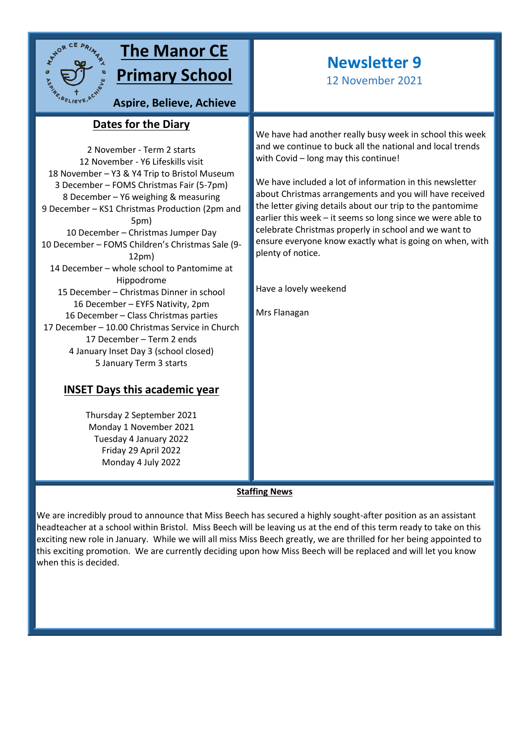# The Manor CE Primary School

**Aspire, Believe, Achieve**

# Newsletter 9

12 November 2021

## Dates for the Diary

2 November - Term 2 starts
12 November - Y6 Lifeskills visit
18 November – Y3 & Y4 Trip to Bristol Museum
3 December – FOMS Christmas Fair (5-7pm)
8 December – Y6 weighing & measuring
9 December – KS1 Christmas Production (2pm and 5pm)
10 December – Christmas Jumper Day
10 December – FOMS Children's Christmas Sale (9-12pm)
14 December – whole school to Pantomime at Hippodrome
15 December – Christmas Dinner in school
16 December – EYFS Nativity, 2pm
16 December – Class Christmas parties
17 December – 10.00 Christmas Service in Church
17 December – Term 2 ends
4 January Inset Day 3 (school closed)
5 January Term 3 starts

## INSET Days this academic year

Thursday 2 September 2021
Monday 1 November 2021
Tuesday 4 January 2022
Friday 29 April 2022
Monday 4 July 2022

We have had another really busy week in school this week and we continue to buck all the national and local trends with Covid – long may this continue!

We have included a lot of information in this newsletter about Christmas arrangements and you will have received the letter giving details about our trip to the pantomime earlier this week – it seems so long since we were able to celebrate Christmas properly in school and we want to ensure everyone know exactly what is going on when, with plenty of notice.

Have a lovely weekend

Mrs Flanagan

## Staffing News

We are incredibly proud to announce that Miss Beech has secured a highly sought-after position as an assistant headteacher at a school within Bristol. Miss Beech will be leaving us at the end of this term ready to take on this exciting new role in January. While we will all miss Miss Beech greatly, we are thrilled for her being appointed to this exciting promotion. We are currently deciding upon how Miss Beech will be replaced and will let you know when this is decided.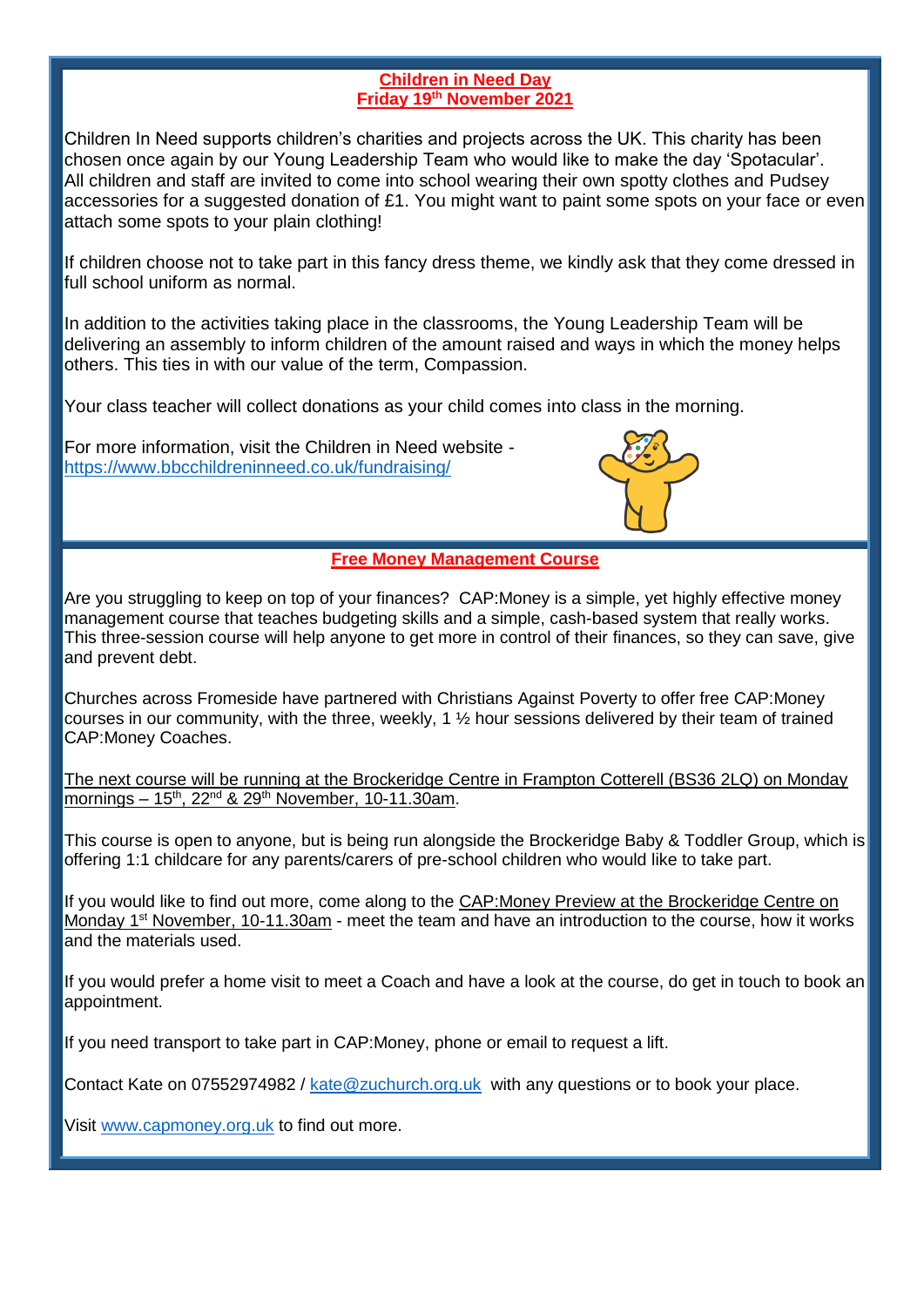## Children in Need Day
## Friday 19th November 2021

Children In Need supports children's charities and projects across the UK. This charity has been chosen once again by our Young Leadership Team who would like to make the day 'Spotacular'. All children and staff are invited to come into school wearing their own spotty clothes and Pudsey accessories for a suggested donation of £1. You might want to paint some spots on your face or even attach some spots to your plain clothing!

If children choose not to take part in this fancy dress theme, we kindly ask that they come dressed in full school uniform as normal.

In addition to the activities taking place in the classrooms, the Young Leadership Team will be delivering an assembly to inform children of the amount raised and ways in which the money helps others. This ties in with our value of the term, Compassion.

Your class teacher will collect donations as your child comes into class in the morning.

For more information, visit the Children in Need website - https://www.bbcchildreninneed.co.uk/fundraising/

## Free Money Management Course

Are you struggling to keep on top of your finances? CAP:Money is a simple, yet highly effective money management course that teaches budgeting skills and a simple, cash-based system that really works. This three-session course will help anyone to get more in control of their finances, so they can save, give and prevent debt.

Churches across Fromeside have partnered with Christians Against Poverty to offer free CAP:Money courses in our community, with the three, weekly, 1 ½ hour sessions delivered by their team of trained CAP:Money Coaches.

The next course will be running at the Brockeridge Centre in Frampton Cotterell (BS36 2LQ) on Monday mornings – 15th, 22nd & 29th November, 10-11.30am.

This course is open to anyone, but is being run alongside the Brockeridge Baby & Toddler Group, which is offering 1:1 childcare for any parents/carers of pre-school children who would like to take part.

If you would like to find out more, come along to the CAP:Money Preview at the Brockeridge Centre on Monday 1st November, 10-11.30am - meet the team and have an introduction to the course, how it works and the materials used.

If you would prefer a home visit to meet a Coach and have a look at the course, do get in touch to book an appointment.

If you need transport to take part in CAP:Money, phone or email to request a lift.

Contact Kate on 07552974982 / kate@zuchurch.org.uk with any questions or to book your place.

Visit www.capmoney.org.uk to find out more.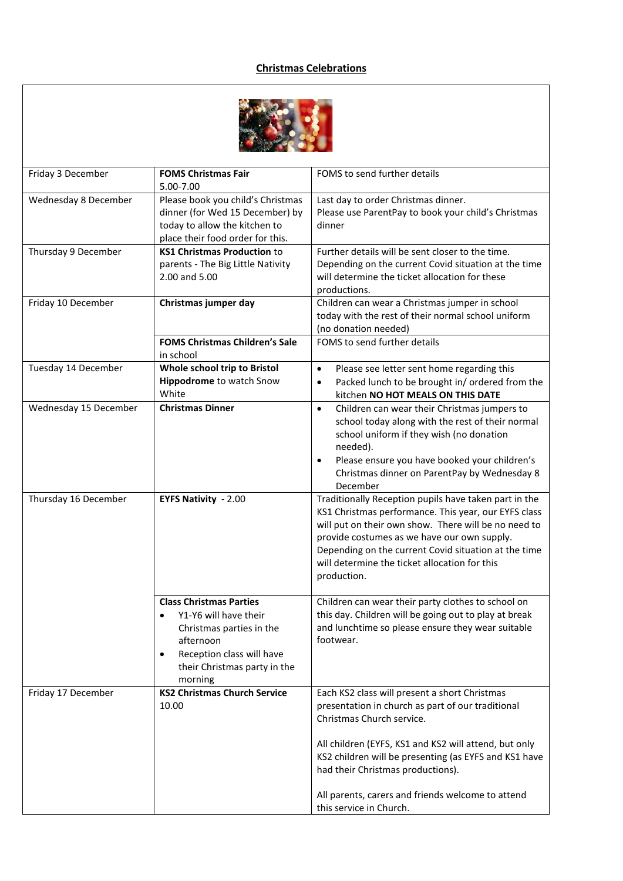**Christmas Celebrations**

| | | |
|---|---|---|
| Friday 3 December | **FOMS Christmas Fair** 5.00-7.00 | FOMS to send further details |
| Wednesday 8 December | Please book you child's Christmas dinner (for Wed 15 December) by today to allow the kitchen to place their food order for this. | Last day to order Christmas dinner. Please use ParentPay to book your child's Christmas dinner |
| Thursday 9 December | **KS1 Christmas Production** to parents - The Big Little Nativity 2.00 and 5.00 | Further details will be sent closer to the time. Depending on the current Covid situation at the time will determine the ticket allocation for these productions. |
| Friday 10 December | **Christmas jumper day** | Children can wear a Christmas jumper in school today with the rest of their normal school uniform (no donation needed) |
| | **FOMS Christmas Children's Sale** in school | FOMS to send further details |
| Tuesday 14 December | **Whole school trip to Bristol Hippodrome** to watch Snow White | • Please see letter sent home regarding this<br>• Packed lunch to be brought in/ ordered from the kitchen **NO HOT MEALS ON THIS DATE** |
| Wednesday 15 December | **Christmas Dinner** | • Children can wear their Christmas jumpers to school today along with the rest of their normal school uniform if they wish (no donation needed).<br>• Please ensure you have booked your children's Christmas dinner on ParentPay by Wednesday 8 December |
| Thursday 16 December | **EYFS Nativity** - 2.00 | Traditionally Reception pupils have taken part in the KS1 Christmas performance. This year, our EYFS class will put on their own show. There will be no need to provide costumes as we have our own supply. Depending on the current Covid situation at the time will determine the ticket allocation for this production. |
| | **Class Christmas Parties**<br>• Y1-Y6 will have their Christmas parties in the afternoon<br>• Reception class will have their Christmas party in the morning | Children can wear their party clothes to school on this day. Children will be going out to play at break and lunchtime so please ensure they wear suitable footwear. |
| Friday 17 December | **KS2 Christmas Church Service** 10.00 | Each KS2 class will present a short Christmas presentation in church as part of our traditional Christmas Church service.<br><br>All children (EYFS, KS1 and KS2 will attend, but only KS2 children will be presenting (as EYFS and KS1 have had their Christmas productions).<br><br>All parents, carers and friends welcome to attend this service in Church. |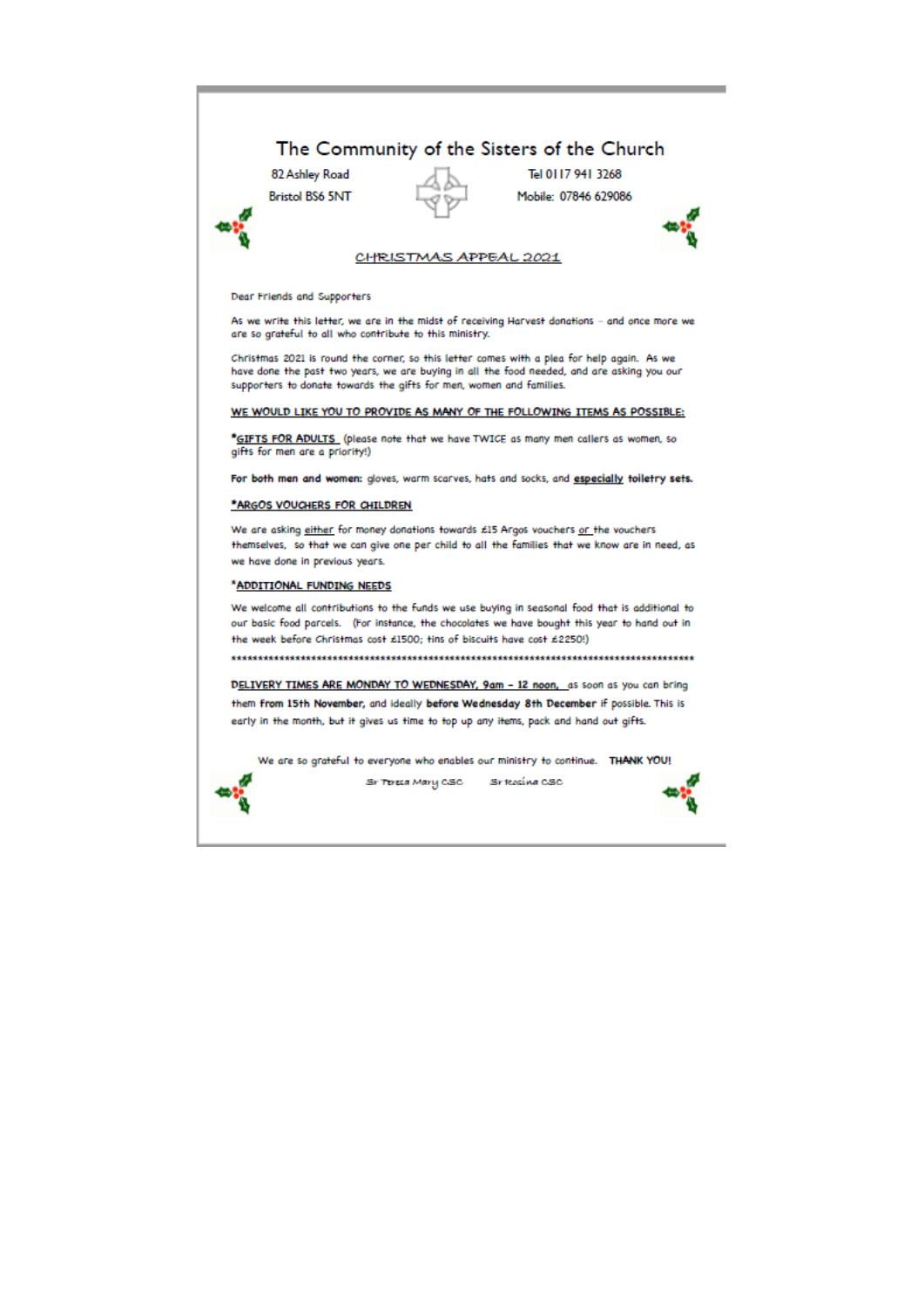# The Community of the Sisters of the Church

82 Ashley Road
Bristol BS6 5NT

Tel 0117 941 3268
Mobile: 07846 629086

## CHRISTMAS APPEAL 2021

Dear Friends and Supporters

As we write this letter, we are in the midst of receiving Harvest donations – and once more we are so grateful to all who contribute to this ministry.

Christmas 2021 is round the corner, so this letter comes with a plea for help again. As we have done the past two years, we are buying in all the food needed, and are asking you our supporters to donate towards the gifts for men, women and families.

**WE WOULD LIKE YOU TO PROVIDE AS MANY OF THE FOLLOWING ITEMS AS POSSIBLE:**

***GIFTS FOR ADULTS** (please note that we have TWICE as many men callers as women, so gifts for men are a priority!)

**For both men and women:** gloves, warm scarves, hats and socks, and **especially toiletry sets.**

***ARGOS VOUCHERS FOR CHILDREN**

We are asking either for money donations towards £15 Argos vouchers or the vouchers themselves, so that we can give one per child to all the families that we know are in need, as we have done in previous years.

***ADDITIONAL FUNDING NEEDS**

We welcome all contributions to the funds we use buying in seasonal food that is additional to our basic food parcels. (For instance, the chocolates we have bought this year to hand out in the week before Christmas cost £1500; tins of biscuits have cost £2250!)

**************************************************************************************

**DELIVERY TIMES ARE MONDAY TO WEDNESDAY, 9am – 12 noon,** as soon as you can bring them **from 15th November,** and ideally **before Wednesday 8th December** if possible. This is early in the month, but it gives us time to top up any items, pack and hand out gifts.

We are so grateful to everyone who enables our ministry to continue. **THANK YOU!**

Sr Teresa Mary CSC Sr Regina CSC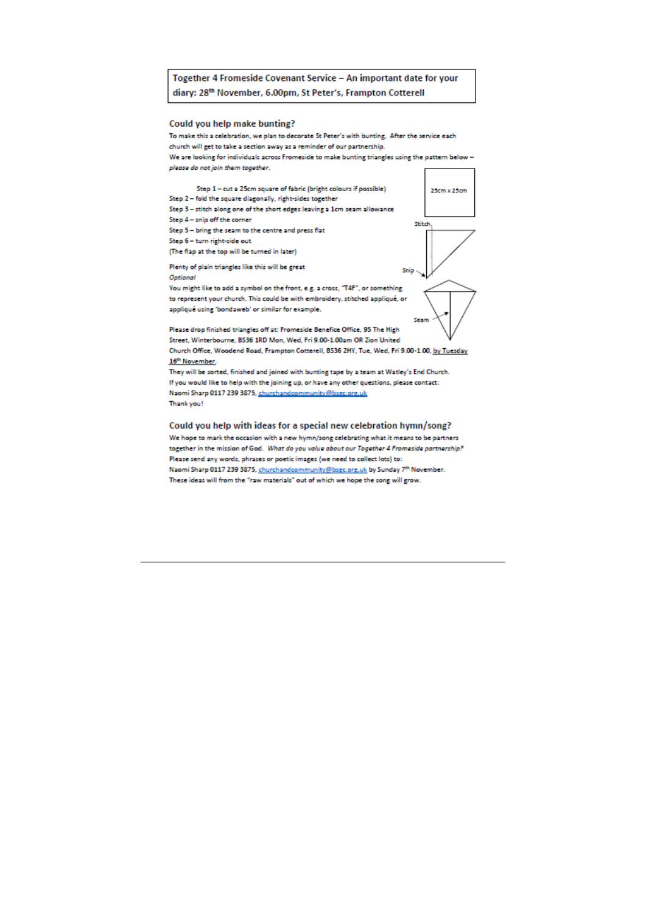**Together 4 Fromeside Covenant Service – An important date for your diary: 28th November, 6.00pm, St Peter's, Frampton Cotterell**

## Could you help make bunting?

To make this a celebration, we plan to decorate St Peter's with bunting. After the service each church will get to take a section away as a reminder of our partnership.

We are looking for individuals across Fromeside to make bunting triangles using the pattern below – *please do not join them together.*

Step 1 – cut a 25cm square of fabric (bright colours if possible)
Step 2 – fold the square diagonally, right-sides together
Step 3 – stitch along one of the short edges leaving a 1cm seam allowance
Step 4 – snip off the corner
Step 5 – bring the seam to the centre and press flat
Step 6 – turn right-side out
(The flap at the top will be turned in later)

25cm x 25cm

Stitch

Snip

Seam

Plenty of plain triangles like this will be great

*Optional*

You might like to add a symbol on the front, e.g. a cross, "T4F", or something to represent your church. This could be with embroidery, stitched appliqué, or appliqué using 'bondaweb' or similar for example.

Please drop finished triangles off at: Fromeside Benefice Office, 95 The High Street, Winterbourne, BS36 1RD Mon, Wed, Fri 9.00-1.00am OR Zion United Church Office, Woodend Road, Frampton Cotterell, BS36 2HY, Tue, Wed, Fri 9.00-1.00, by Tuesday 16th November.

They will be sorted, finished and joined with bunting tape by a team at Watley's End Church.

If you would like to help with the joining up, or have any other questions, please contact:

Naomi Sharp 0117 239 3875, churchandcommunity@bsgc.org.uk

Thank you!

## Could you help with ideas for a special new celebration hymn/song?

We hope to mark the occasion with a new hymn/song celebrating what it means to be partners together in the mission of God. *What do you value about our Together 4 Fromeside partnership?*

Please send any words, phrases or poetic images (we need to collect lots) to:

Naomi Sharp 0117 239 3875, churchandcommunity@bsgc.org.uk by Sunday 7th November.

These ideas will from the "raw materials" out of which we hope the song will grow.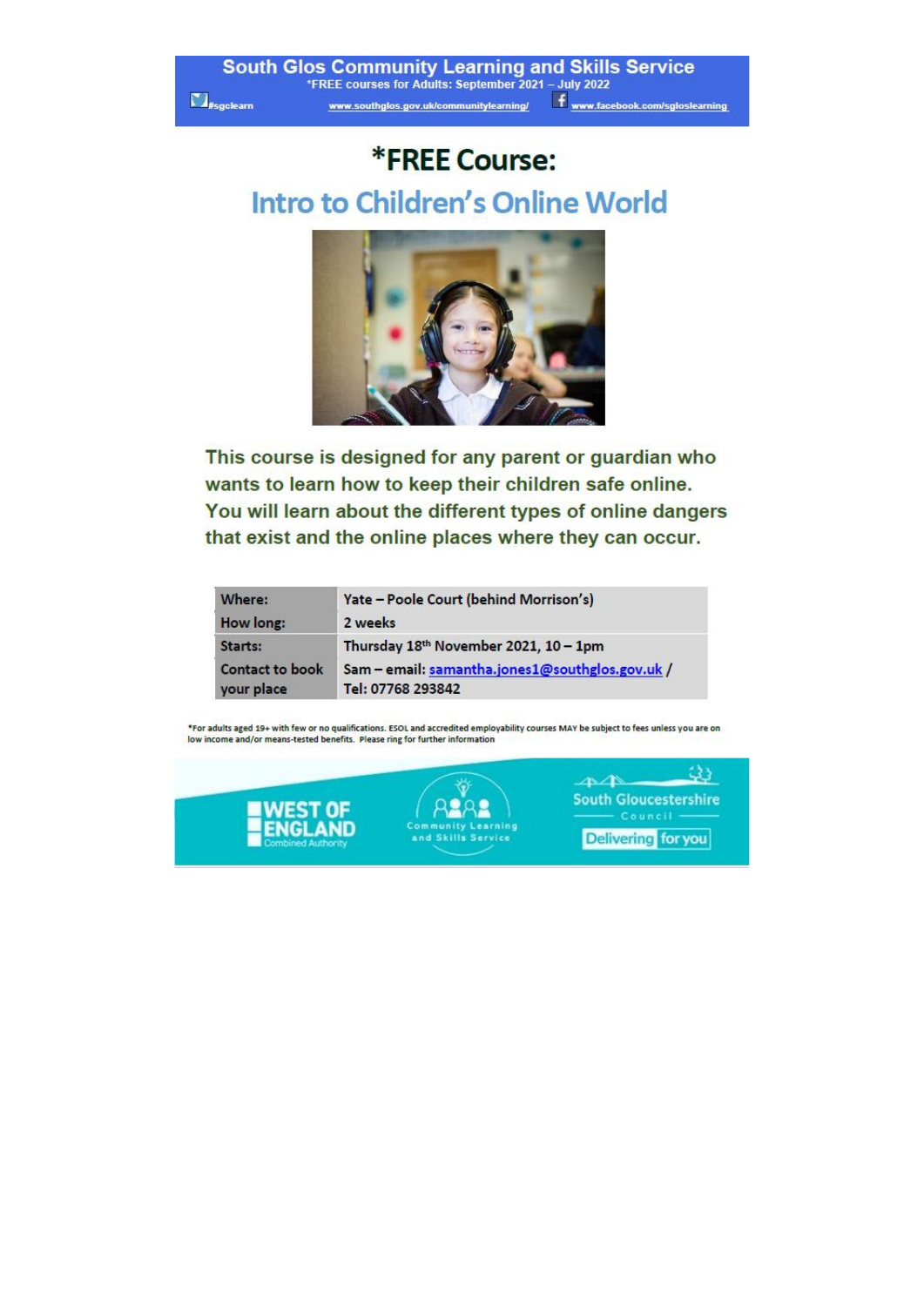**South Glos Community Learning and Skills Service**

*FREE courses for Adults: September 2021 – July 2022

#sgclearn www.southglos.gov.uk/communitylearning/ www.facebook.com/sglosleaming

# *FREE Course:

## Intro to Children's Online World

**This course is designed for any parent or guardian who wants to learn how to keep their children safe online. You will learn about the different types of online dangers that exist and the online places where they can occur.**

| | |
|---|---|
| Where: | Yate – Poole Court (behind Morrison's) |
| How long: | 2 weeks |
| Starts: | Thursday 18th November 2021, 10 – 1pm |
| Contact to book your place | Sam – email: samantha.jones1@southglos.gov.uk / Tel: 07768 293842 |

*For adults aged 19+ with few or no qualifications. ESOL and accredited employability courses MAY be subject to fees unless you are on low income and/or means-tested benefits. Please ring for further information

WEST OF ENGLAND Combined Authority

Community Learning and Skills Service

South Gloucestershire Council Delivering for you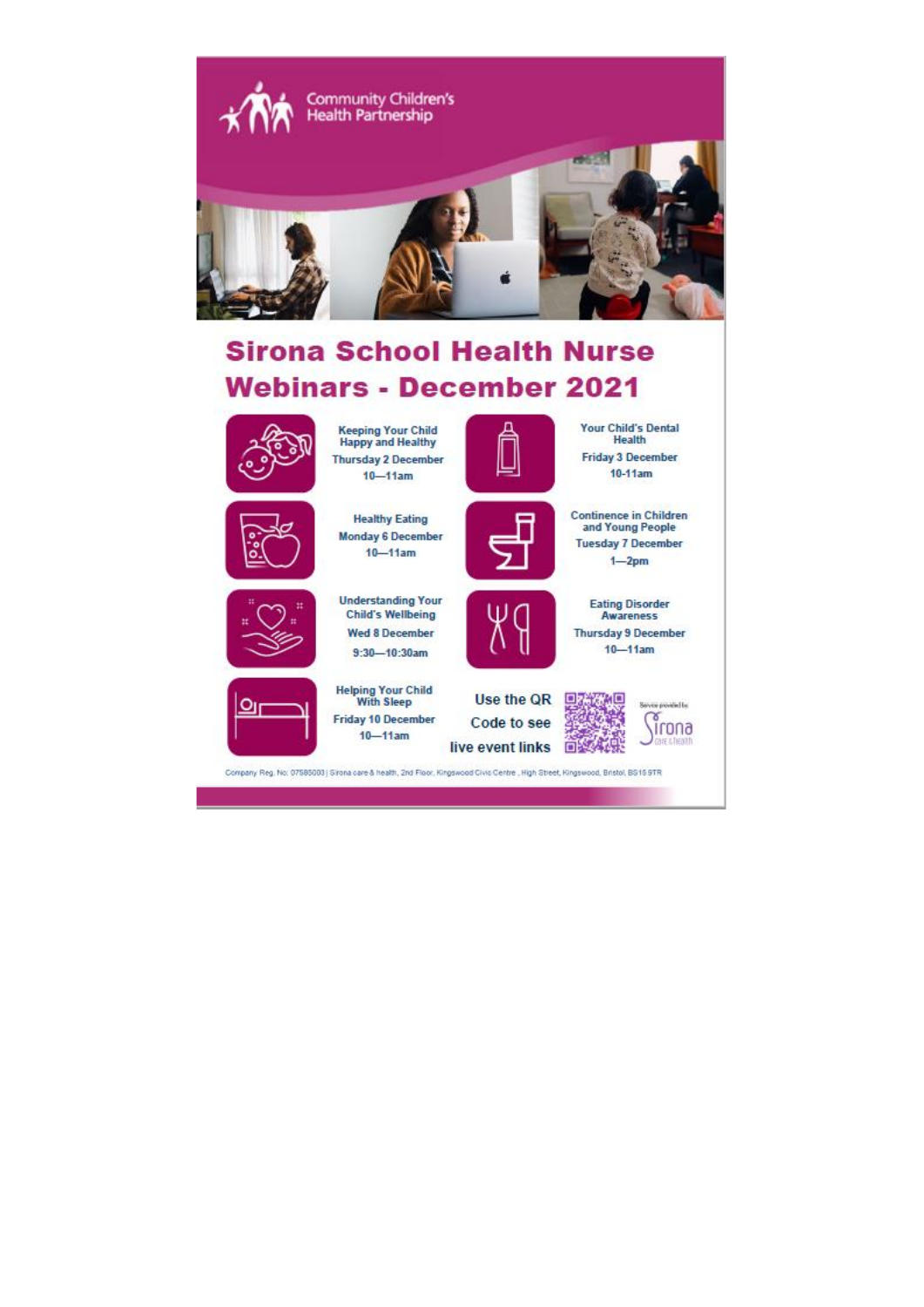Community Children's Health Partnership

# Sirona School Health Nurse Webinars - December 2021

**Keeping Your Child Happy and Healthy**
Thursday 2 December
10—11am

**Your Child's Dental Health**
Friday 3 December
10-11am

**Healthy Eating**
Monday 6 December
10—11am

**Continence in Children and Young People**
Tuesday 7 December
1—2pm

**Understanding Your Child's Wellbeing**
Wed 8 December
9:30—10:30am

**Eating Disorder Awareness**
Thursday 9 December
10—11am

**Helping Your Child With Sleep**
Friday 10 December
10—11am

Use the QR Code to see live event links

Service provided by Sirona care & health

Company Reg. No: 07585003 | Sirona care & health, 2nd Floor, Kingswood Civic Centre, High Street, Kingswood, Bristol, BS15 9TR